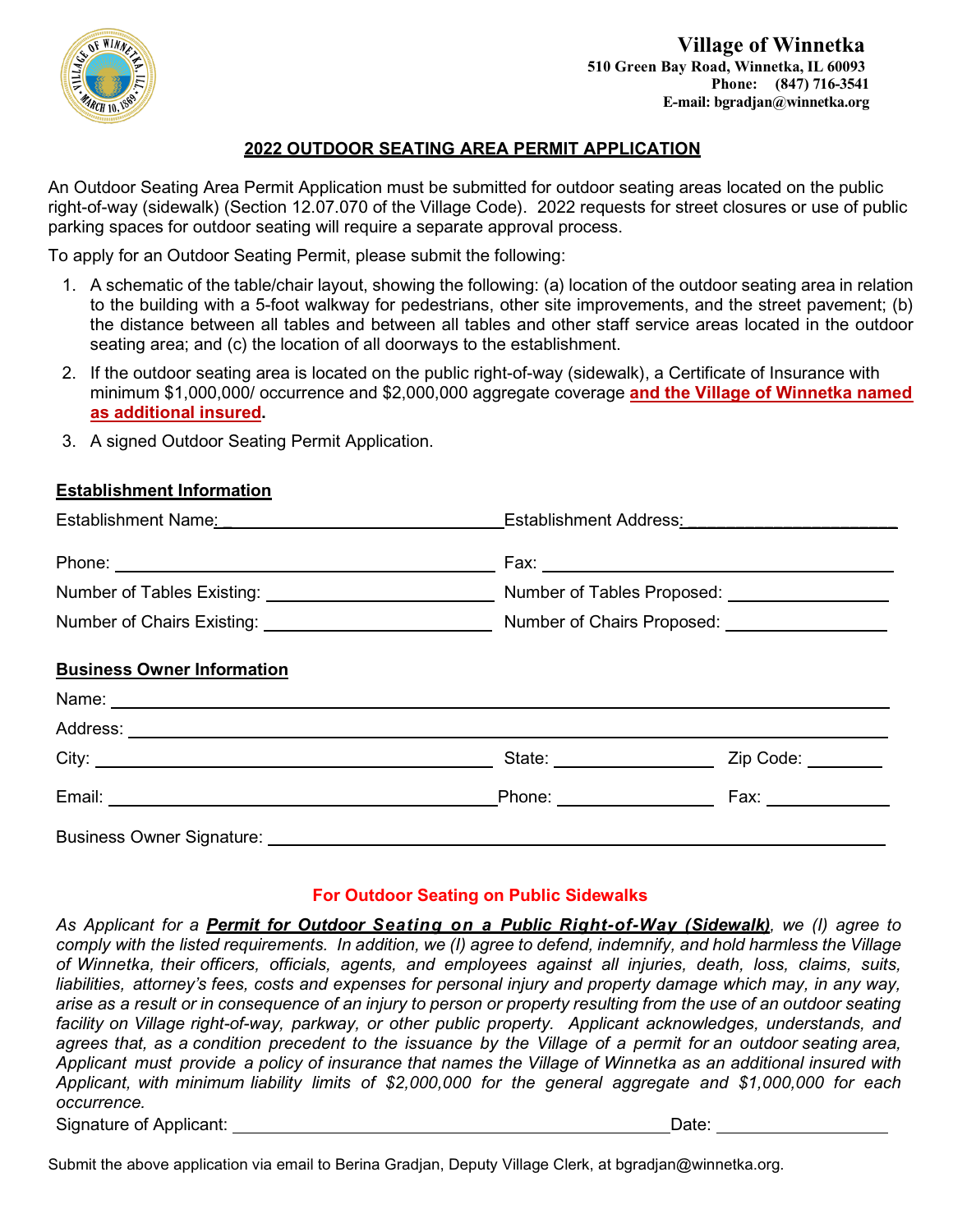**Village of Winnetka**
**510 Green Bay Road, Winnetka, IL 60093**
**Phone: (847) 716-3541**
**E-mail: bgradjan@winnetka.org**

## 2022 OUTDOOR SEATING AREA PERMIT APPLICATION

An Outdoor Seating Area Permit Application must be submitted for outdoor seating areas located on the public right-of-way (sidewalk) (Section 12.07.070 of the Village Code). 2022 requests for street closures or use of public parking spaces for outdoor seating will require a separate approval process.

To apply for an Outdoor Seating Permit, please submit the following:

1. A schematic of the table/chair layout, showing the following: (a) location of the outdoor seating area in relation to the building with a 5-foot walkway for pedestrians, other site improvements, and the street pavement; (b) the distance between all tables and between all tables and other staff service areas located in the outdoor seating area; and (c) the location of all doorways to the establishment.
2. If the outdoor seating area is located on the public right-of-way (sidewalk), a Certificate of Insurance with minimum $1,000,000/ occurrence and $2,000,000 aggregate coverage **and the Village of Winnetka named as additional insured.**
3. A signed Outdoor Seating Permit Application.

### Establishment Information

Establishment Name: ____________________ Establishment Address: ____________________

Phone: ____________________ Fax: ____________________

Number of Tables Existing: ____________________ Number of Tables Proposed: ____________________

Number of Chairs Existing: ____________________ Number of Chairs Proposed: ____________________

### Business Owner Information

Name: ________________________________________

Address: ________________________________________

City: ____________________ State: ____________ Zip Code: ________

Email: ____________________ Phone: ____________ Fax: ____________

Business Owner Signature: ________________________________________

### For Outdoor Seating on Public Sidewalks

*As Applicant for a **Permit for Outdoor Seating on a Public Right-of-Way (Sidewalk)**, we (I) agree to comply with the listed requirements. In addition, we (I) agree to defend, indemnify, and hold harmless the Village of Winnetka, their officers, officials, agents, and employees against all injuries, death, loss, claims, suits, liabilities, attorney's fees, costs and expenses for personal injury and property damage which may, in any way, arise as a result or in consequence of an injury to person or property resulting from the use of an outdoor seating facility on Village right-of-way, parkway, or other public property. Applicant acknowledges, understands, and agrees that, as a condition precedent to the issuance by the Village of a permit for an outdoor seating area, Applicant must provide a policy of insurance that names the Village of Winnetka as an additional insured with Applicant, with minimum liability limits of $2,000,000 for the general aggregate and $1,000,000 for each occurrence.*

Signature of Applicant: ________________________________________ Date: ________________

Submit the above application via email to Berina Gradjan, Deputy Village Clerk, at bgradjan@winnetka.org.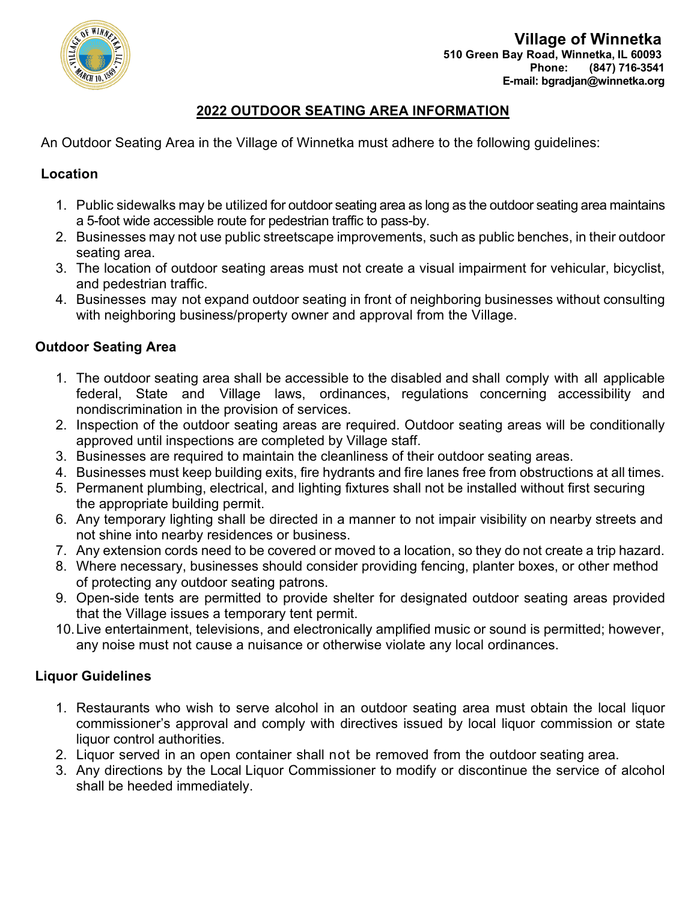**Village of Winnetka**
**510 Green Bay Road, Winnetka, IL 60093**
**Phone: (847) 716-3541**
**E-mail: bgradjan@winnetka.org**

## 2022 OUTDOOR SEATING AREA INFORMATION

An Outdoor Seating Area in the Village of Winnetka must adhere to the following guidelines:

### Location

1. Public sidewalks may be utilized for outdoor seating area as long as the outdoor seating area maintains a 5-foot wide accessible route for pedestrian traffic to pass-by.
2. Businesses may not use public streetscape improvements, such as public benches, in their outdoor seating area.
3. The location of outdoor seating areas must not create a visual impairment for vehicular, bicyclist, and pedestrian traffic.
4. Businesses may not expand outdoor seating in front of neighboring businesses without consulting with neighboring business/property owner and approval from the Village.

### Outdoor Seating Area

1. The outdoor seating area shall be accessible to the disabled and shall comply with all applicable federal, State and Village laws, ordinances, regulations concerning accessibility and nondiscrimination in the provision of services.
2. Inspection of the outdoor seating areas are required. Outdoor seating areas will be conditionally approved until inspections are completed by Village staff.
3. Businesses are required to maintain the cleanliness of their outdoor seating areas.
4. Businesses must keep building exits, fire hydrants and fire lanes free from obstructions at all times.
5. Permanent plumbing, electrical, and lighting fixtures shall not be installed without first securing the appropriate building permit.
6. Any temporary lighting shall be directed in a manner to not impair visibility on nearby streets and not shine into nearby residences or business.
7. Any extension cords need to be covered or moved to a location, so they do not create a trip hazard.
8. Where necessary, businesses should consider providing fencing, planter boxes, or other method of protecting any outdoor seating patrons.
9. Open-side tents are permitted to provide shelter for designated outdoor seating areas provided that the Village issues a temporary tent permit.
10. Live entertainment, televisions, and electronically amplified music or sound is permitted; however, any noise must not cause a nuisance or otherwise violate any local ordinances.

### Liquor Guidelines

1. Restaurants who wish to serve alcohol in an outdoor seating area must obtain the local liquor commissioner's approval and comply with directives issued by local liquor commission or state liquor control authorities.
2. Liquor served in an open container shall not be removed from the outdoor seating area.
3. Any directions by the Local Liquor Commissioner to modify or discontinue the service of alcohol shall be heeded immediately.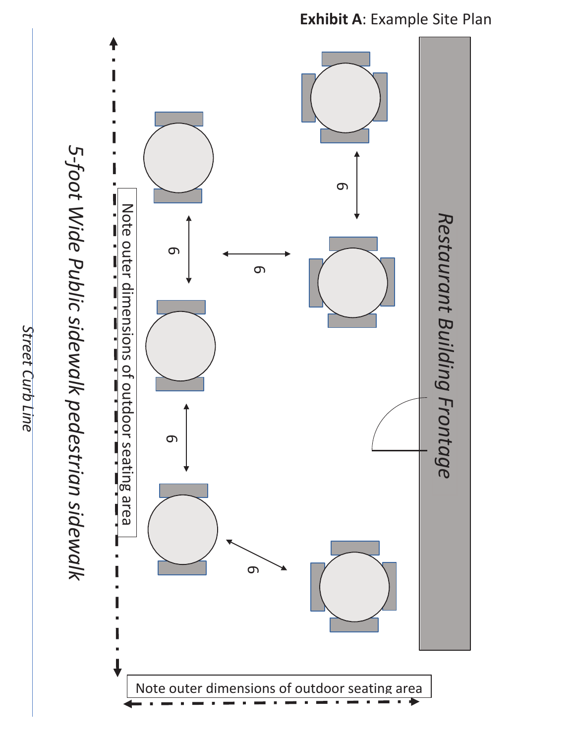**Exhibit A**: Example Site Plan

Restaurant Building Frontage

6

6

6

6

6

Note outer dimensions of outdoor seating area

Note outer dimensions of outdoor seating area

5-foot Wide Public sidewalk pedestrian sidewalk

Street Curb Line